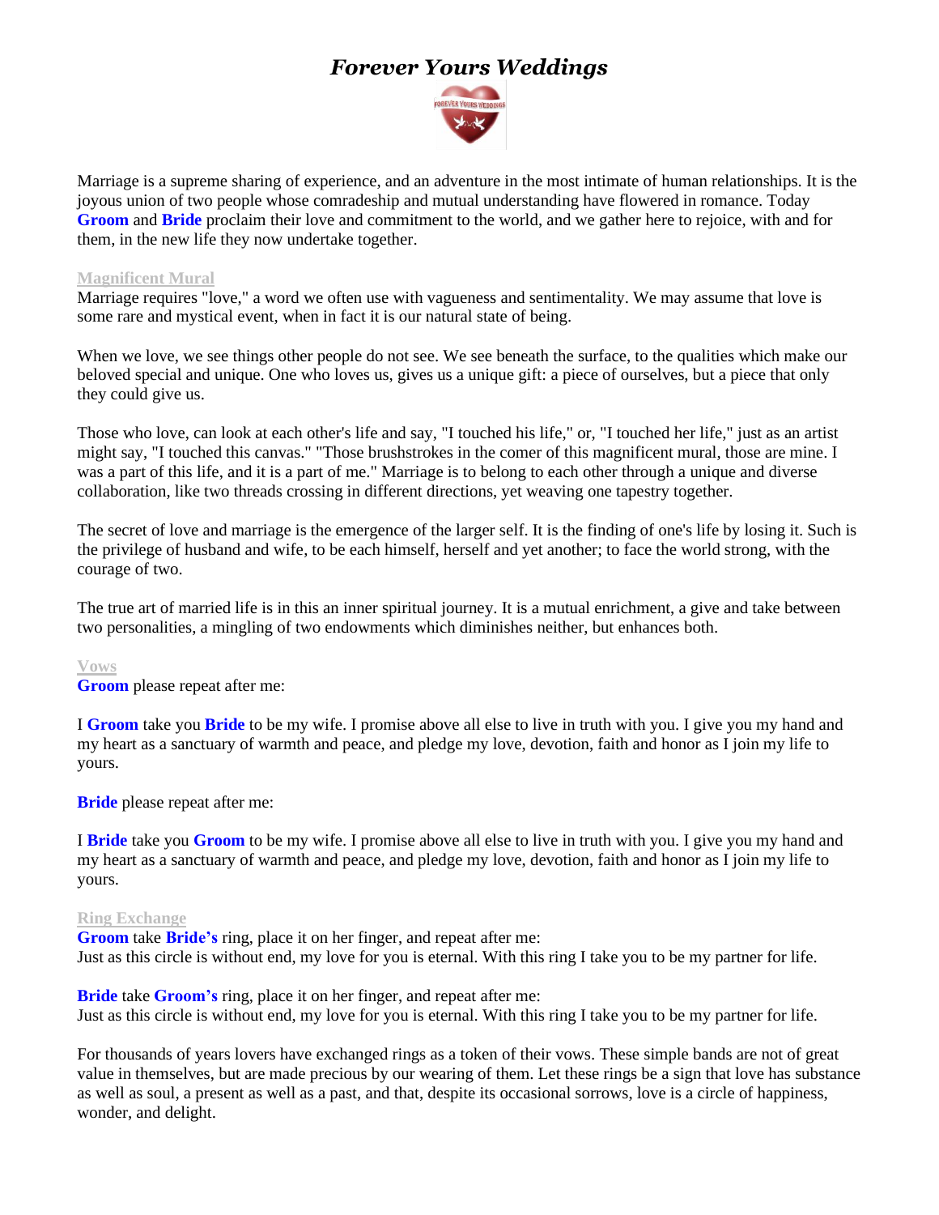# *Forever Yours Weddings*

Marriage is a supreme sharing of experience, and an adventure in the most intimate of human relationships. It is the joyous union of two people whose comradeship and mutual understanding have flowered in romance. Today **Groom** and **Bride** proclaim their love and commitment to the world, and we gather here to rejoice, with and for them, in the new life they now undertake together.

**Magnificent Mural**

Marriage requires "love," a word we often use with vagueness and sentimentality. We may assume that love is some rare and mystical event, when in fact it is our natural state of being.

When we love, we see things other people do not see. We see beneath the surface, to the qualities which make our beloved special and unique. One who loves us, gives us a unique gift: a piece of ourselves, but a piece that only they could give us.

Those who love, can look at each other's life and say, "I touched his life," or, "I touched her life," just as an artist might say, "I touched this canvas." "Those brushstrokes in the comer of this magnificent mural, those are mine. I was a part of this life, and it is a part of me." Marriage is to belong to each other through a unique and diverse collaboration, like two threads crossing in different directions, yet weaving one tapestry together.

The secret of love and marriage is the emergence of the larger self. It is the finding of one's life by losing it. Such is the privilege of husband and wife, to be each himself, herself and yet another; to face the world strong, with the courage of two.

The true art of married life is in this an inner spiritual journey. It is a mutual enrichment, a give and take between two personalities, a mingling of two endowments which diminishes neither, but enhances both.

**Vows**

**Groom** please repeat after me:

I **Groom** take you **Bride** to be my wife. I promise above all else to live in truth with you. I give you my hand and my heart as a sanctuary of warmth and peace, and pledge my love, devotion, faith and honor as I join my life to yours.

**Bride** please repeat after me:

I **Bride** take you **Groom** to be my wife. I promise above all else to live in truth with you. I give you my hand and my heart as a sanctuary of warmth and peace, and pledge my love, devotion, faith and honor as I join my life to yours.

**Ring Exchange**

**Groom** take **Bride's** ring, place it on her finger, and repeat after me:
Just as this circle is without end, my love for you is eternal. With this ring I take you to be my partner for life.

**Bride** take **Groom's** ring, place it on her finger, and repeat after me:
Just as this circle is without end, my love for you is eternal. With this ring I take you to be my partner for life.

For thousands of years lovers have exchanged rings as a token of their vows. These simple bands are not of great value in themselves, but are made precious by our wearing of them. Let these rings be a sign that love has substance as well as soul, a present as well as a past, and that, despite its occasional sorrows, love is a circle of happiness, wonder, and delight.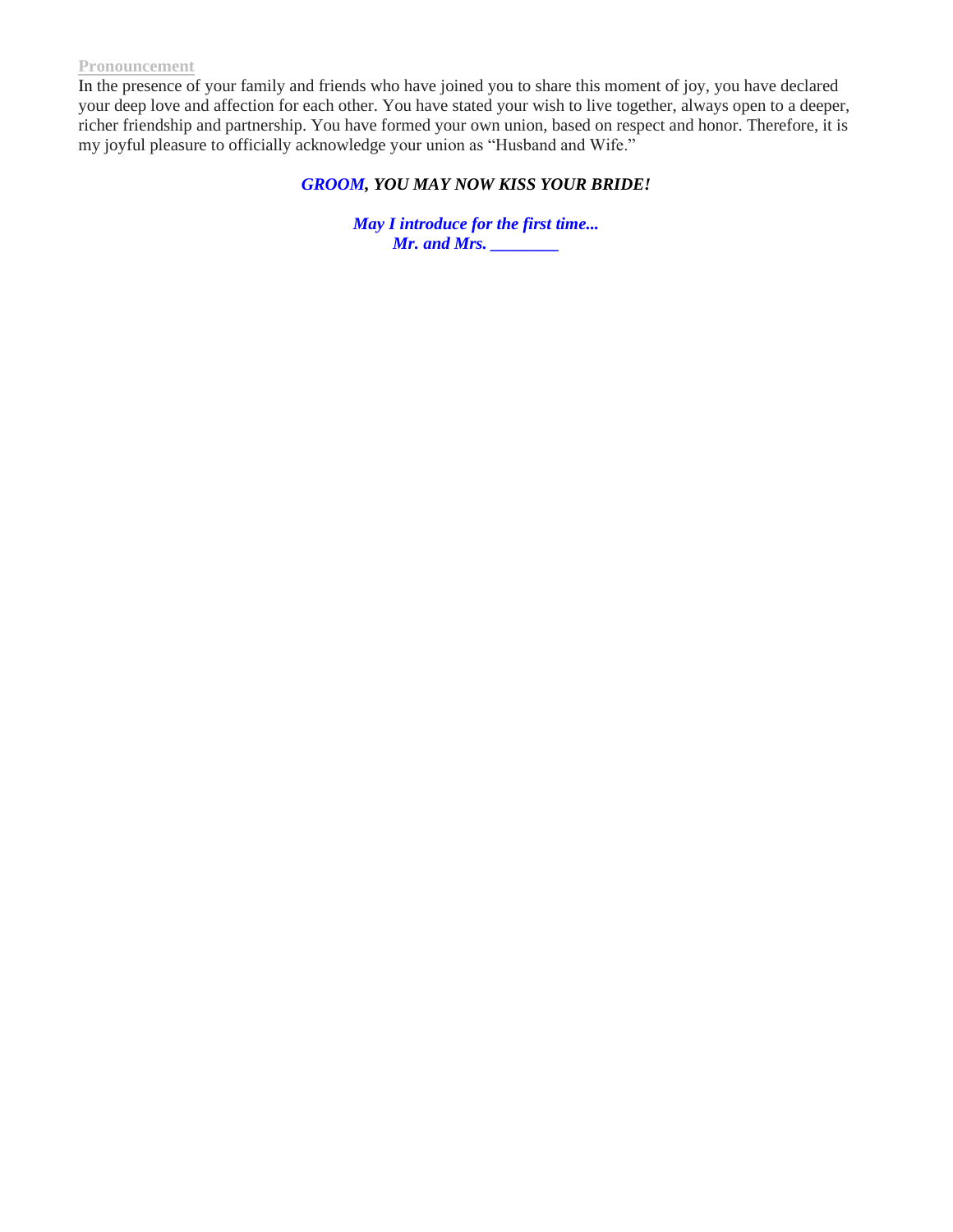**Pronouncement**

In the presence of your family and friends who have joined you to share this moment of joy, you have declared your deep love and affection for each other. You have stated your wish to live together, always open to a deeper, richer friendship and partnership. You have formed your own union, based on respect and honor. Therefore, it is my joyful pleasure to officially acknowledge your union as "Husband and Wife."

***GROOM, YOU MAY NOW KISS YOUR BRIDE!***

***May I introduce for the first time...***
***Mr. and Mrs. ________***